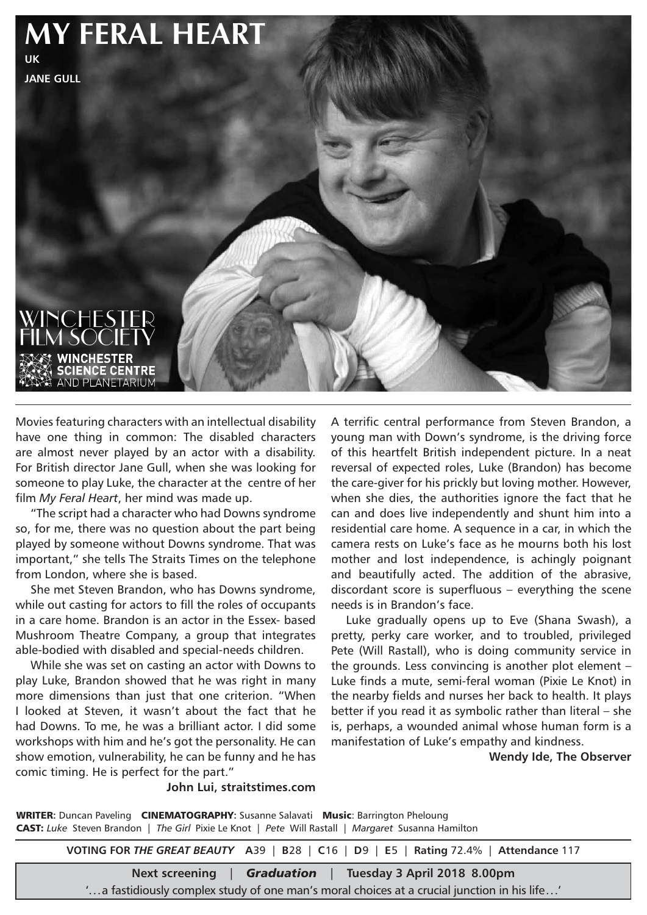# MY FERAL HEART

**UK**

**JANE GULL**

WINCHESTER FILM SOCIETY

WINCHESTER SCIENCE CENTRE AND PLANETARIUM

Movies featuring characters with an intellectual disability have one thing in common: The disabled characters are almost never played by an actor with a disability. For British director Jane Gull, when she was looking for someone to play Luke, the character at the centre of her film *My Feral Heart*, her mind was made up.

"The script had a character who had Downs syndrome so, for me, there was no question about the part being played by someone without Downs syndrome. That was important," she tells The Straits Times on the telephone from London, where she is based.

She met Steven Brandon, who has Downs syndrome, while out casting for actors to fill the roles of occupants in a care home. Brandon is an actor in the Essex- based Mushroom Theatre Company, a group that integrates able-bodied with disabled and special-needs children.

While she was set on casting an actor with Downs to play Luke, Brandon showed that he was right in many more dimensions than just that one criterion. "When I looked at Steven, it wasn't about the fact that he had Downs. To me, he was a brilliant actor. I did some workshops with him and he's got the personality. He can show emotion, vulnerability, he can be funny and he has comic timing. He is perfect for the part."

**John Lui, straitstimes.com**

A terrific central performance from Steven Brandon, a young man with Down's syndrome, is the driving force of this heartfelt British independent picture. In a neat reversal of expected roles, Luke (Brandon) has become the care-giver for his prickly but loving mother. However, when she dies, the authorities ignore the fact that he can and does live independently and shunt him into a residential care home. A sequence in a car, in which the camera rests on Luke's face as he mourns both his lost mother and lost independence, is achingly poignant and beautifully acted. The addition of the abrasive, discordant score is superfluous – everything the scene needs is in Brandon's face.

Luke gradually opens up to Eve (Shana Swash), a pretty, perky care worker, and to troubled, privileged Pete (Will Rastall), who is doing community service in the grounds. Less convincing is another plot element – Luke finds a mute, semi-feral woman (Pixie Le Knot) in the nearby fields and nurses her back to health. It plays better if you read it as symbolic rather than literal – she is, perhaps, a wounded animal whose human form is a manifestation of Luke's empathy and kindness.

**Wendy Ide, The Observer**

**WRITER:** Duncan Paveling **CINEMATOGRAPHY:** Susanne Salavati **Music**: Barrington Pheloung
**CAST:** *Luke* Steven Brandon | *The Girl* Pixie Le Knot | *Pete* Will Rastall | *Margaret* Susanna Hamilton

**VOTING FOR *THE GREAT BEAUTY*** **A**39 | **B**28 | **C**16 | **D**9 | **E**5 | **Rating** 72.4% | **Attendance** 117

**Next screening** | ***Graduation*** | **Tuesday 3 April 2018 8.00pm**

'…a fastidiously complex study of one man's moral choices at a crucial junction in his life…'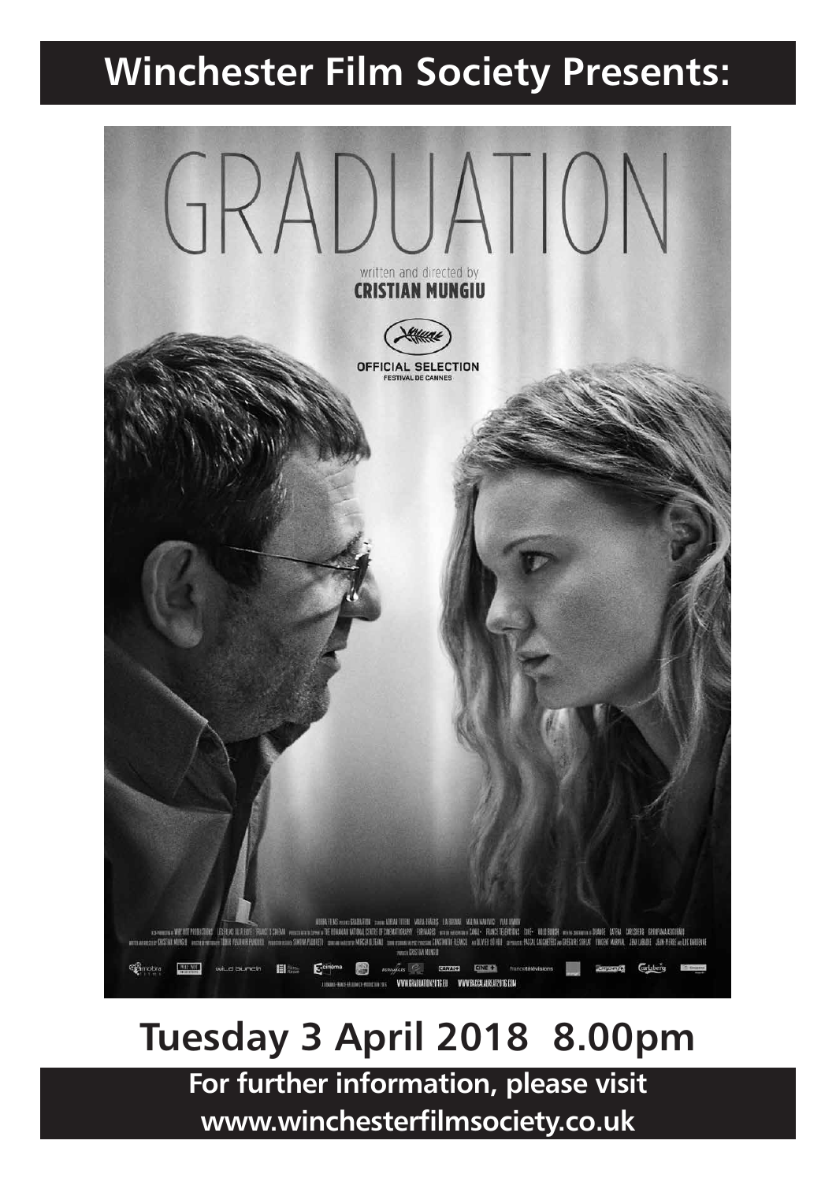# Winchester Film Society Presents:

GRADUATION

written and directed by
CRISTIAN MUNGIU

OFFICIAL SELECTION
FESTIVAL DE CANNES

## Tuesday 3 April 2018 8.00pm

**For further information, please visit www.winchesterfilmsociety.co.uk**